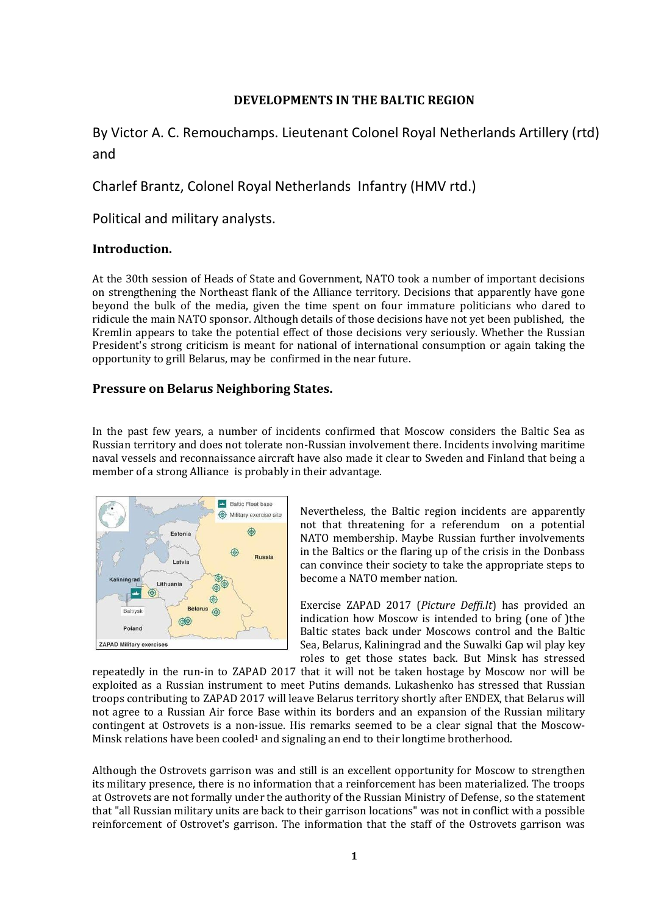**DEVELOPMENTS IN THE BALTIC REGION**

By Victor A. C. Remouchamps. Lieutenant Colonel Royal Netherlands Artillery (rtd) and

Charlef Brantz, Colonel Royal Netherlands Infantry (HMV rtd.)

Political and military analysts.

## Introduction.

At the 30th session of Heads of State and Government, NATO took a number of important decisions on strengthening the Northeast flank of the Alliance territory. Decisions that apparently have gone beyond the bulk of the media, given the time spent on four immature politicians who dared to ridicule the main NATO sponsor. Although details of those decisions have not yet been published, the Kremlin appears to take the potential effect of those decisions very seriously. Whether the Russian President's strong criticism is meant for national of international consumption or again taking the opportunity to grill Belarus, may be confirmed in the near future.

## Pressure on Belarus Neighboring States.

In the past few years, a number of incidents confirmed that Moscow considers the Baltic Sea as Russian territory and does not tolerate non-Russian involvement there. Incidents involving maritime naval vessels and reconnaissance aircraft have also made it clear to Sweden and Finland that being a member of a strong Alliance is probably in their advantage.

Nevertheless, the Baltic region incidents are apparently not that threatening for a referendum on a potential NATO membership. Maybe Russian further involvements in the Baltics or the flaring up of the crisis in the Donbass can convince their society to take the appropriate steps to become a NATO member nation.

Exercise ZAPAD 2017 (*Picture Deffi.lt*) has provided an indication how Moscow is intended to bring (one of )the Baltic states back under Moscows control and the Baltic Sea, Belarus, Kaliningrad and the Suwalki Gap wil play key roles to get those states back. But Minsk has stressed repeatedly in the run-in to ZAPAD 2017 that it will not be taken hostage by Moscow nor will be exploited as a Russian instrument to meet Putins demands. Lukashenko has stressed that Russian troops contributing to ZAPAD 2017 will leave Belarus territory shortly after ENDEX, that Belarus will not agree to a Russian Air force Base within its borders and an expansion of the Russian military contingent at Ostrovets is a non-issue. His remarks seemed to be a clear signal that the Moscow-Minsk relations have been cooled[1] and signaling an end to their longtime brotherhood.

Although the Ostrovets garrison was and still is an excellent opportunity for Moscow to strengthen its military presence, there is no information that a reinforcement has been materialized. The troops at Ostrovets are not formally under the authority of the Russian Ministry of Defense, so the statement that "all Russian military units are back to their garrison locations" was not in conflict with a possible reinforcement of Ostrovet's garrison. The information that the staff of the Ostrovets garrison was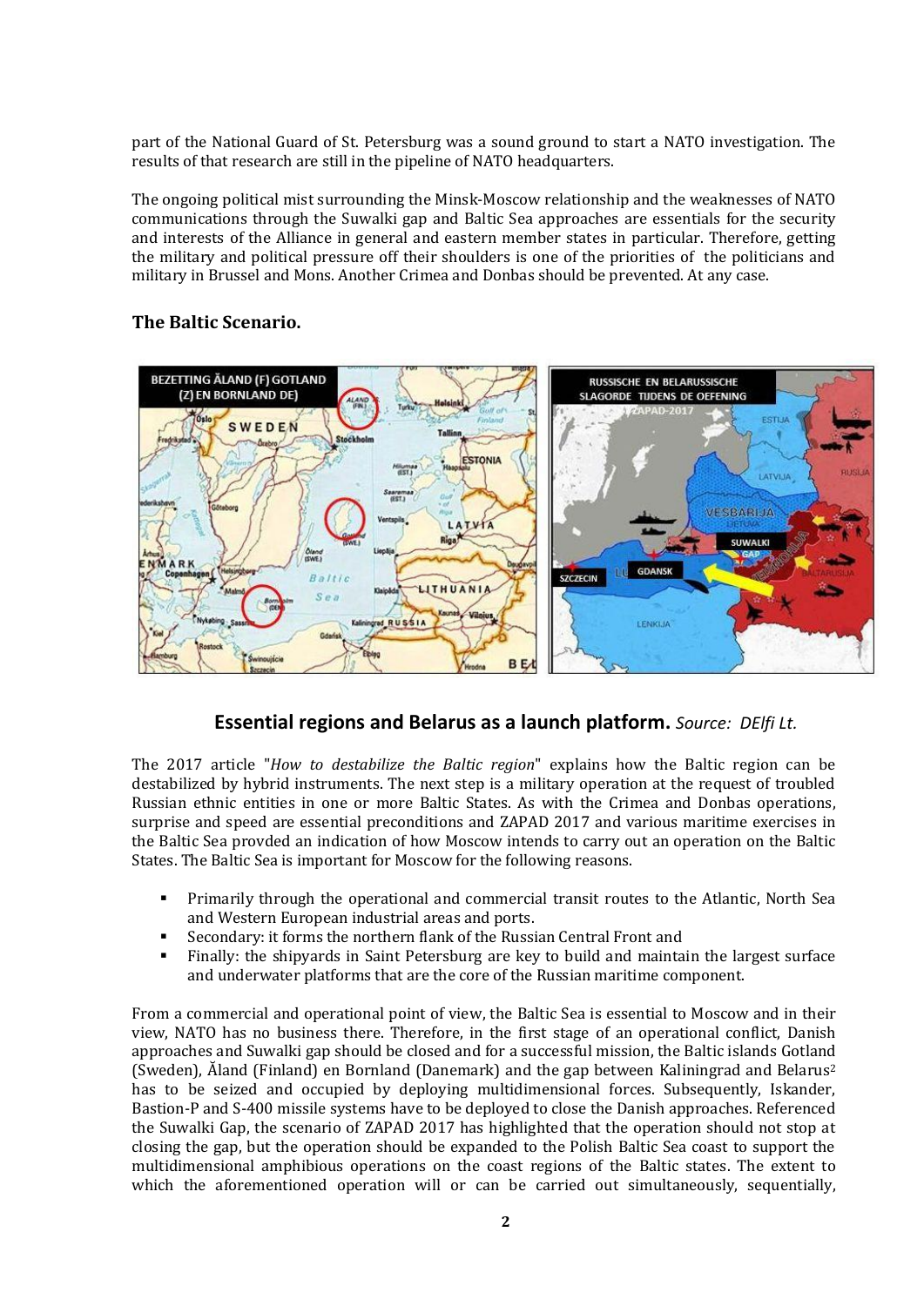part of the National Guard of St. Petersburg was a sound ground to start a NATO investigation. The results of that research are still in the pipeline of NATO headquarters.

The ongoing political mist surrounding the Minsk-Moscow relationship and the weaknesses of NATO communications through the Suwalki gap and Baltic Sea approaches are essentials for the security and interests of the Alliance in general and eastern member states in particular. Therefore, getting the military and political pressure off their shoulders is one of the priorities of the politicians and military in Brussel and Mons. Another Crimea and Donbas should be prevented. At any case.

## The Baltic Scenario.

**Essential regions and Belarus as a launch platform.** *Source: DElfi Lt.*

The 2017 article "*How to destabilize the Baltic region*" explains how the Baltic region can be destabilized by hybrid instruments. The next step is a military operation at the request of troubled Russian ethnic entities in one or more Baltic States. As with the Crimea and Donbas operations, surprise and speed are essential preconditions and ZAPAD 2017 and various maritime exercises in the Baltic Sea provded an indication of how Moscow intends to carry out an operation on the Baltic States. The Baltic Sea is important for Moscow for the following reasons.

- Primarily through the operational and commercial transit routes to the Atlantic, North Sea and Western European industrial areas and ports.
- Secondary: it forms the northern flank of the Russian Central Front and
- Finally: the shipyards in Saint Petersburg are key to build and maintain the largest surface and underwater platforms that are the core of the Russian maritime component.

From a commercial and operational point of view, the Baltic Sea is essential to Moscow and in their view, NATO has no business there. Therefore, in the first stage of an operational conflict, Danish approaches and Suwalki gap should be closed and for a successful mission, the Baltic islands Gotland (Sweden), Åland (Finland) en Bornland (Danemark) and the gap between Kaliningrad and Belarus[2] has to be seized and occupied by deploying multidimensional forces. Subsequently, Iskander, Bastion-P and S-400 missile systems have to be deployed to close the Danish approaches. Referenced the Suwalki Gap, the scenario of ZAPAD 2017 has highlighted that the operation should not stop at closing the gap, but the operation should be expanded to the Polish Baltic Sea coast to support the multidimensional amphibious operations on the coast regions of the Baltic states. The extent to which the aforementioned operation will or can be carried out simultaneously, sequentially,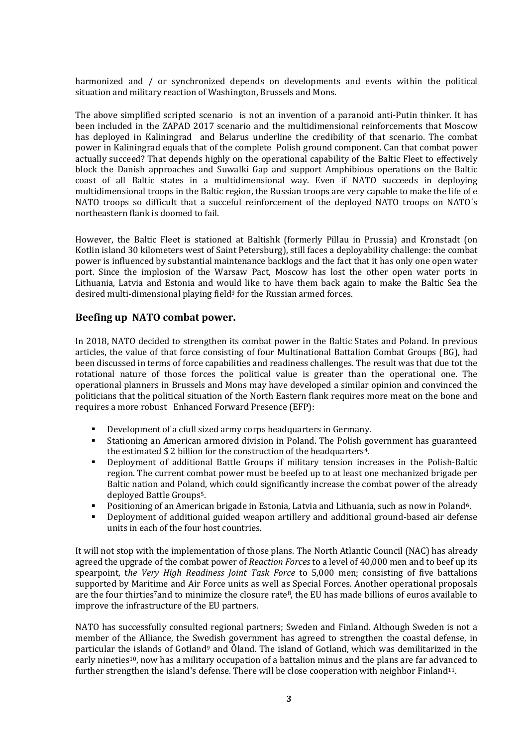harmonized and / or synchronized depends on developments and events within the political situation and military reaction of Washington, Brussels and Mons.

The above simplified scripted scenario is not an invention of a paranoid anti-Putin thinker. It has been included in the ZAPAD 2017 scenario and the multidimensional reinforcements that Moscow has deployed in Kaliningrad and Belarus underline the credibility of that scenario. The combat power in Kaliningrad equals that of the complete Polish ground component. Can that combat power actually succeed? That depends highly on the operational capability of the Baltic Fleet to effectively block the Danish approaches and Suwalki Gap and support Amphibious operations on the Baltic coast of all Baltic states in a multidimensional way. Even if NATO succeeds in deploying multidimensional troops in the Baltic region, the Russian troops are very capable to make the life of e NATO troops so difficult that a succeful reinforcement of the deployed NATO troops on NATO´s northeastern flank is doomed to fail.

However, the Baltic Fleet is stationed at Baltishk (formerly Pillau in Prussia) and Kronstadt (on Kotlin island 30 kilometers west of Saint Petersburg), still faces a deployability challenge: the combat power is influenced by substantial maintenance backlogs and the fact that it has only one open water port. Since the implosion of the Warsaw Pact, Moscow has lost the other open water ports in Lithuania, Latvia and Estonia and would like to have them back again to make the Baltic Sea the desired multi-dimensional playing field[3] for the Russian armed forces.

## Beefing up NATO combat power.

In 2018, NATO decided to strengthen its combat power in the Baltic States and Poland. In previous articles, the value of that force consisting of four Multinational Battalion Combat Groups (BG), had been discussed in terms of force capabilities and readiness challenges. The result was that due tot the rotational nature of those forces the political value is greater than the operational one. The operational planners in Brussels and Mons may have developed a similar opinion and convinced the politicians that the political situation of the North Eastern flank requires more meat on the bone and requires a more robust Enhanced Forward Presence (EFP):

- Development of a cfull sized army corps headquarters in Germany.
- Stationing an American armored division in Poland. The Polish government has guaranteed the estimated $ 2 billion for the construction of the headquarters[4].
- Deployment of additional Battle Groups if military tension increases in the Polish-Baltic region. The current combat power must be beefed up to at least one mechanized brigade per Baltic nation and Poland, which could significantly increase the combat power of the already deployed Battle Groups[5].
- Positioning of an American brigade in Estonia, Latvia and Lithuania, such as now in Poland[6].
- Deployment of additional guided weapon artillery and additional ground-based air defense units in each of the four host countries.

It will not stop with the implementation of those plans. The North Atlantic Council (NAC) has already agreed the upgrade of the combat power of *Reaction Forces* to a level of 40,000 men and to beef up its spearpoint, t*he Very High Readiness Joint Task Force* to 5,000 men; consisting of five battalions supported by Maritime and Air Force units as well as Special Forces. Another operational proposals are the four thirties[7]and to minimize the closure rate[8], the EU has made billions of euros available to improve the infrastructure of the EU partners.

NATO has successfully consulted regional partners; Sweden and Finland. Although Sweden is not a member of the Alliance, the Swedish government has agreed to strengthen the coastal defense, in particular the islands of Gotland[9] and Ŏland. The island of Gotland, which was demilitarized in the early nineties[10], now has a military occupation of a battalion minus and the plans are far advanced to further strengthen the island's defense. There will be close cooperation with neighbor Finland[11].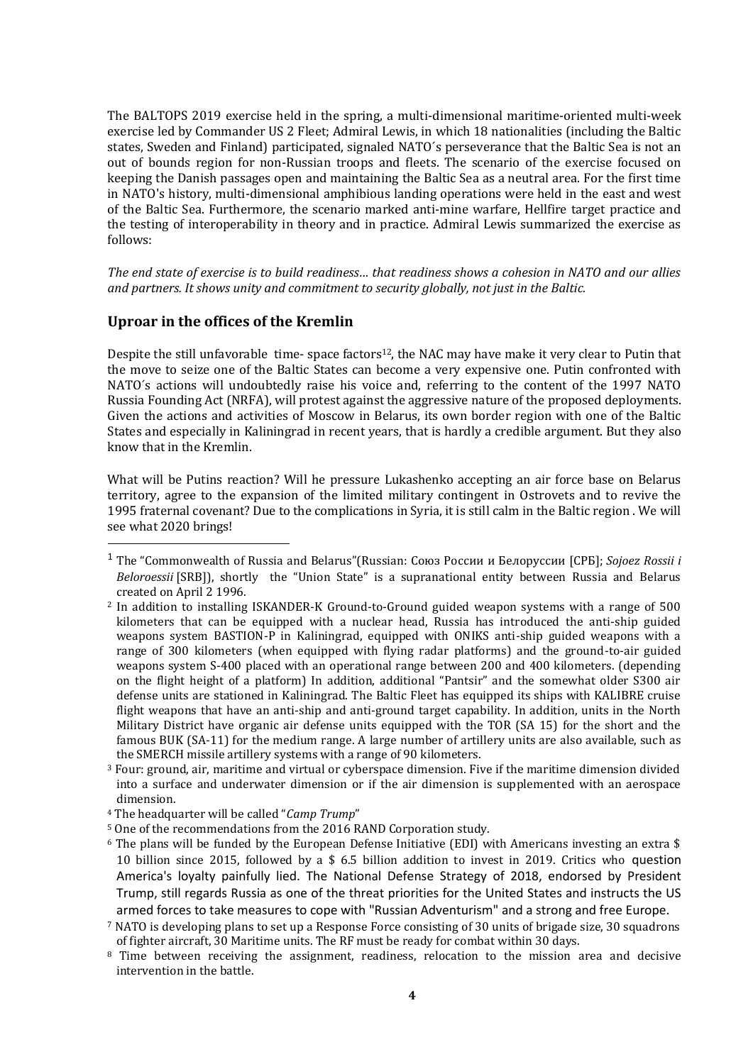The BALTOPS 2019 exercise held in the spring, a multi-dimensional maritime-oriented multi-week exercise led by Commander US 2 Fleet; Admiral Lewis, in which 18 nationalities (including the Baltic states, Sweden and Finland) participated, signaled NATO´s perseverance that the Baltic Sea is not an out of bounds region for non-Russian troops and fleets. The scenario of the exercise focused on keeping the Danish passages open and maintaining the Baltic Sea as a neutral area. For the first time in NATO's history, multi-dimensional amphibious landing operations were held in the east and west of the Baltic Sea. Furthermore, the scenario marked anti-mine warfare, Hellfire target practice and the testing of interoperability in theory and in practice. Admiral Lewis summarized the exercise as follows:

*The end state of exercise is to build readiness… that readiness shows a cohesion in NATO and our allies and partners. It shows unity and commitment to security globally, not just in the Baltic.*

## Uproar in the offices of the Kremlin

Despite the still unfavorable time- space factors[12], the NAC may have make it very clear to Putin that the move to seize one of the Baltic States can become a very expensive one. Putin confronted with NATO´s actions will undoubtedly raise his voice and, referring to the content of the 1997 NATO Russia Founding Act (NRFA), will protest against the aggressive nature of the proposed deployments. Given the actions and activities of Moscow in Belarus, its own border region with one of the Baltic States and especially in Kaliningrad in recent years, that is hardly a credible argument. But they also know that in the Kremlin.

What will be Putins reaction? Will he pressure Lukashenko accepting an air force base on Belarus territory, agree to the expansion of the limited military contingent in Ostrovets and to revive the 1995 fraternal covenant? Due to the complications in Syria, it is still calm in the Baltic region . We will see what 2020 brings!

---

[1] The "Commonwealth of Russia and Belarus"(Russian: Союз России и Белоруссии [СРБ]; *Sojoez Rossii i Beloroessii* [SRB]), shortly the "Union State" is a supranational entity between Russia and Belarus created on April 2 1996.

[2] In addition to installing ISKANDER-K Ground-to-Ground guided weapon systems with a range of 500 kilometers that can be equipped with a nuclear head, Russia has introduced the anti-ship guided weapons system BASTION-P in Kaliningrad, equipped with ONIKS anti-ship guided weapons with a range of 300 kilometers (when equipped with flying radar platforms) and the ground-to-air guided weapons system S-400 placed with an operational range between 200 and 400 kilometers. (depending on the flight height of a platform) In addition, additional "Pantsir" and the somewhat older S300 air defense units are stationed in Kaliningrad. The Baltic Fleet has equipped its ships with KALIBRE cruise flight weapons that have an anti-ship and anti-ground target capability. In addition, units in the North Military District have organic air defense units equipped with the TOR (SA 15) for the short and the famous BUK (SA-11) for the medium range. A large number of artillery units are also available, such as the SMERCH missile artillery systems with a range of 90 kilometers.

[3] Four: ground, air, maritime and virtual or cyberspace dimension. Five if the maritime dimension divided into a surface and underwater dimension or if the air dimension is supplemented with an aerospace dimension.

[4] The headquarter will be called "*Camp Trump*"

[5] One of the recommendations from the 2016 RAND Corporation study.

[6] The plans will be funded by the European Defense Initiative (EDI) with Americans investing an extra $ 10 billion since 2015, followed by a $ 6.5 billion addition to invest in 2019. Critics who question America's loyalty painfully lied. The National Defense Strategy of 2018, endorsed by President Trump, still regards Russia as one of the threat priorities for the United States and instructs the US armed forces to take measures to cope with "Russian Adventurism" and a strong and free Europe.

[7] NATO is developing plans to set up a Response Force consisting of 30 units of brigade size, 30 squadrons of fighter aircraft, 30 Maritime units. The RF must be ready for combat within 30 days.

[8] Time between receiving the assignment, readiness, relocation to the mission area and decisive intervention in the battle.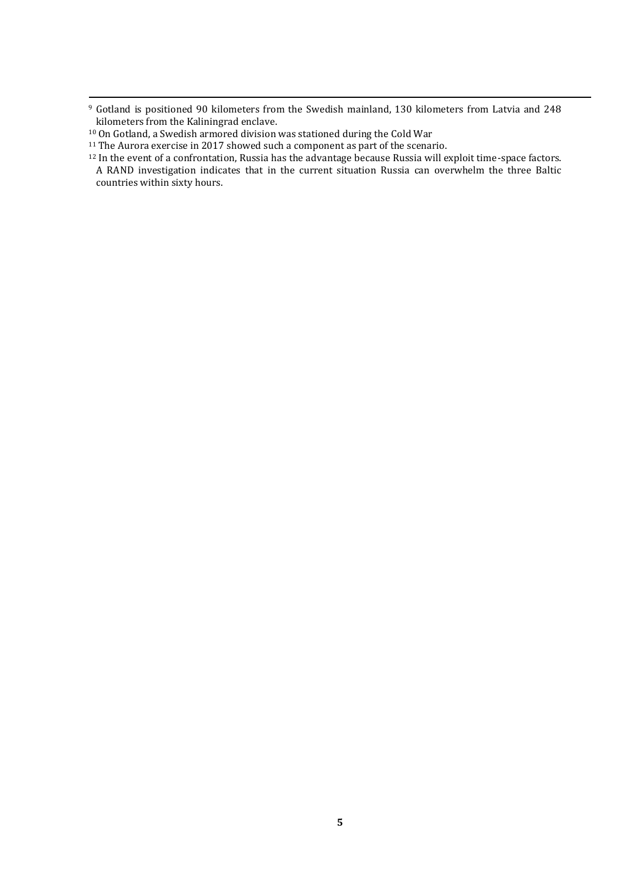[9] Gotland is positioned 90 kilometers from the Swedish mainland, 130 kilometers from Latvia and 248 kilometers from the Kaliningrad enclave.

[10] On Gotland, a Swedish armored division was stationed during the Cold War

[11] The Aurora exercise in 2017 showed such a component as part of the scenario.

[12] In the event of a confrontation, Russia has the advantage because Russia will exploit time-space factors. A RAND investigation indicates that in the current situation Russia can overwhelm the three Baltic countries within sixty hours.